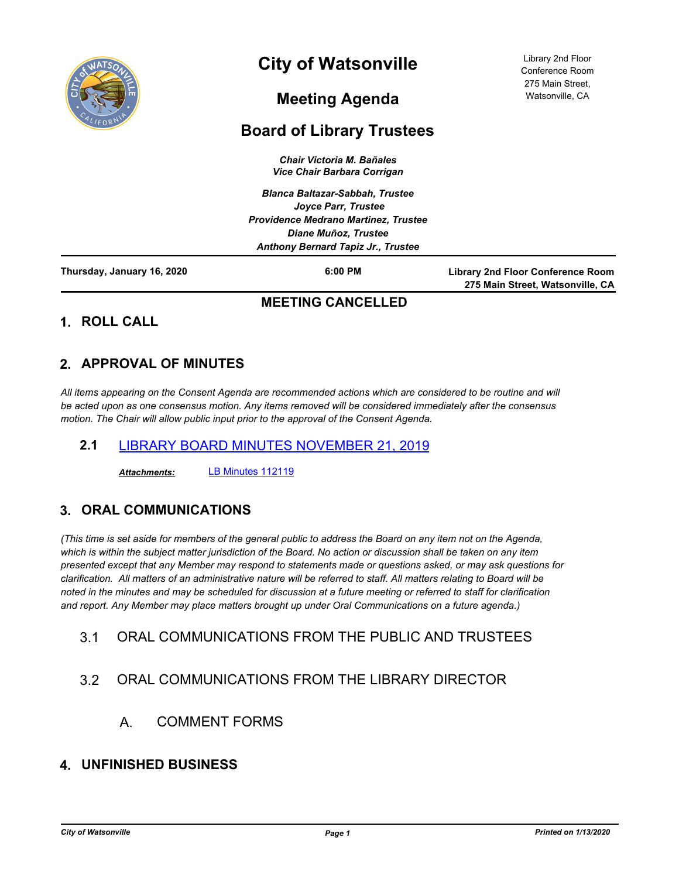# City of Watsonville

## Meeting Agenda

## Board of Library Trustees

Library 2nd Floor
Conference Room
275 Main Street,
Watsonville, CA

***Chair Victoria M. Bañales***
***Vice Chair Barbara Corrigan***

***Blanca Baltazar-Sabbah, Trustee***
***Joyce Parr, Trustee***
***Providence Medrano Martinez, Trustee***
***Diane Muñoz, Trustee***
***Anthony Bernard Tapiz Jr., Trustee***

| **Thursday, January 16, 2020** | **6:00 PM** | **Library 2nd Floor Conference Room 275 Main Street, Watsonville, CA** |
|---|---|---|

**MEETING CANCELLED**

## 1. ROLL CALL

## 2. APPROVAL OF MINUTES

*All items appearing on the Consent Agenda are recommended actions which are considered to be routine and will be acted upon as one consensus motion. Any items removed will be considered immediately after the consensus motion. The Chair will allow public input prior to the approval of the Consent Agenda.*

### 2.1 LIBRARY BOARD MINUTES NOVEMBER 21, 2019

***Attachments:*** LB Minutes 112119

## 3. ORAL COMMUNICATIONS

*(This time is set aside for members of the general public to address the Board on any item not on the Agenda, which is within the subject matter jurisdiction of the Board. No action or discussion shall be taken on any item presented except that any Member may respond to statements made or questions asked, or may ask questions for clarification. All matters of an administrative nature will be referred to staff. All matters relating to Board will be noted in the minutes and may be scheduled for discussion at a future meeting or referred to staff for clarification and report. Any Member may place matters brought up under Oral Communications on a future agenda.)*

3.1 ORAL COMMUNICATIONS FROM THE PUBLIC AND TRUSTEES

3.2 ORAL COMMUNICATIONS FROM THE LIBRARY DIRECTOR

A. COMMENT FORMS

## 4. UNFINISHED BUSINESS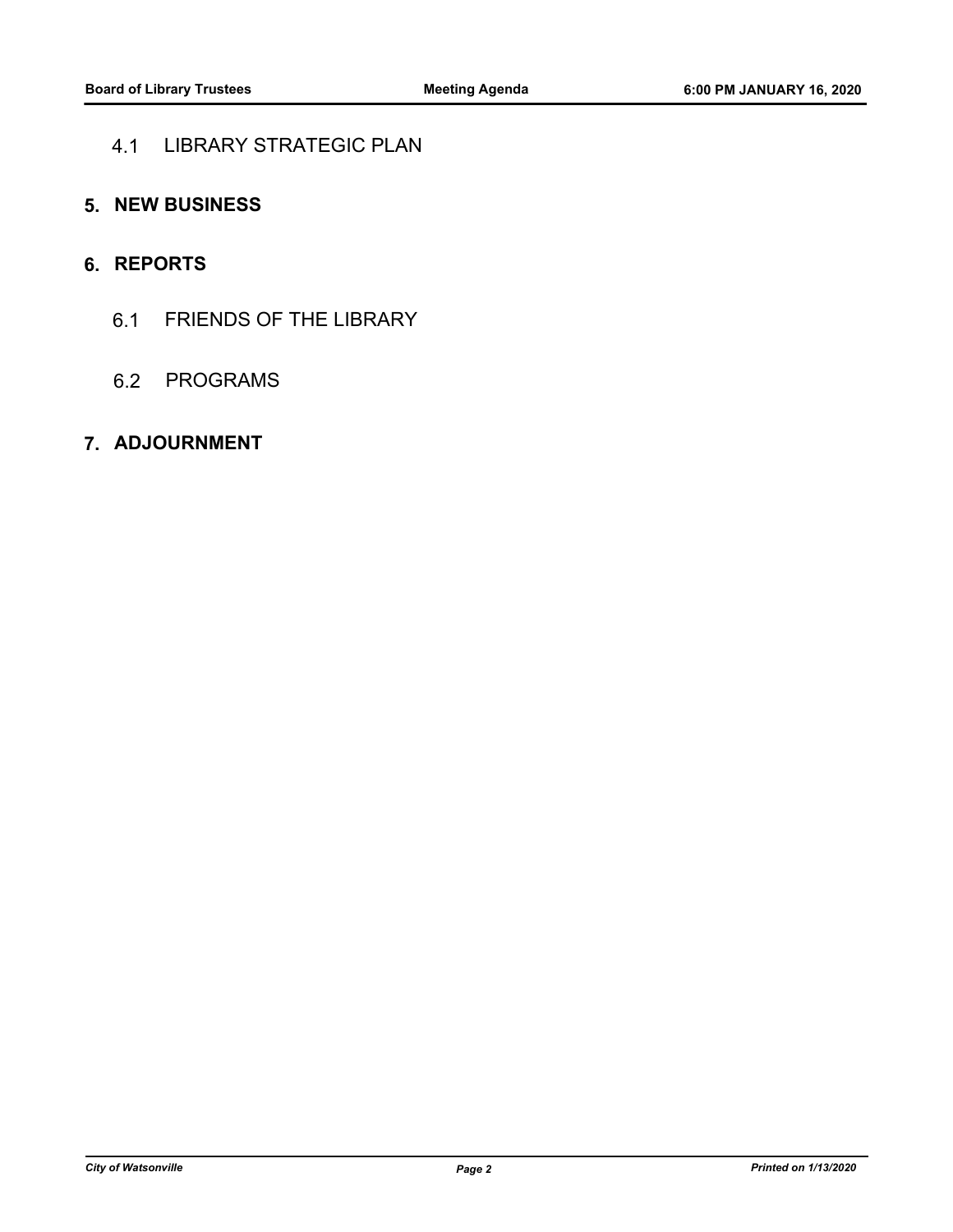4.1 LIBRARY STRATEGIC PLAN

## 5. NEW BUSINESS

## 6. REPORTS

6.1 FRIENDS OF THE LIBRARY

6.2 PROGRAMS

## 7. ADJOURNMENT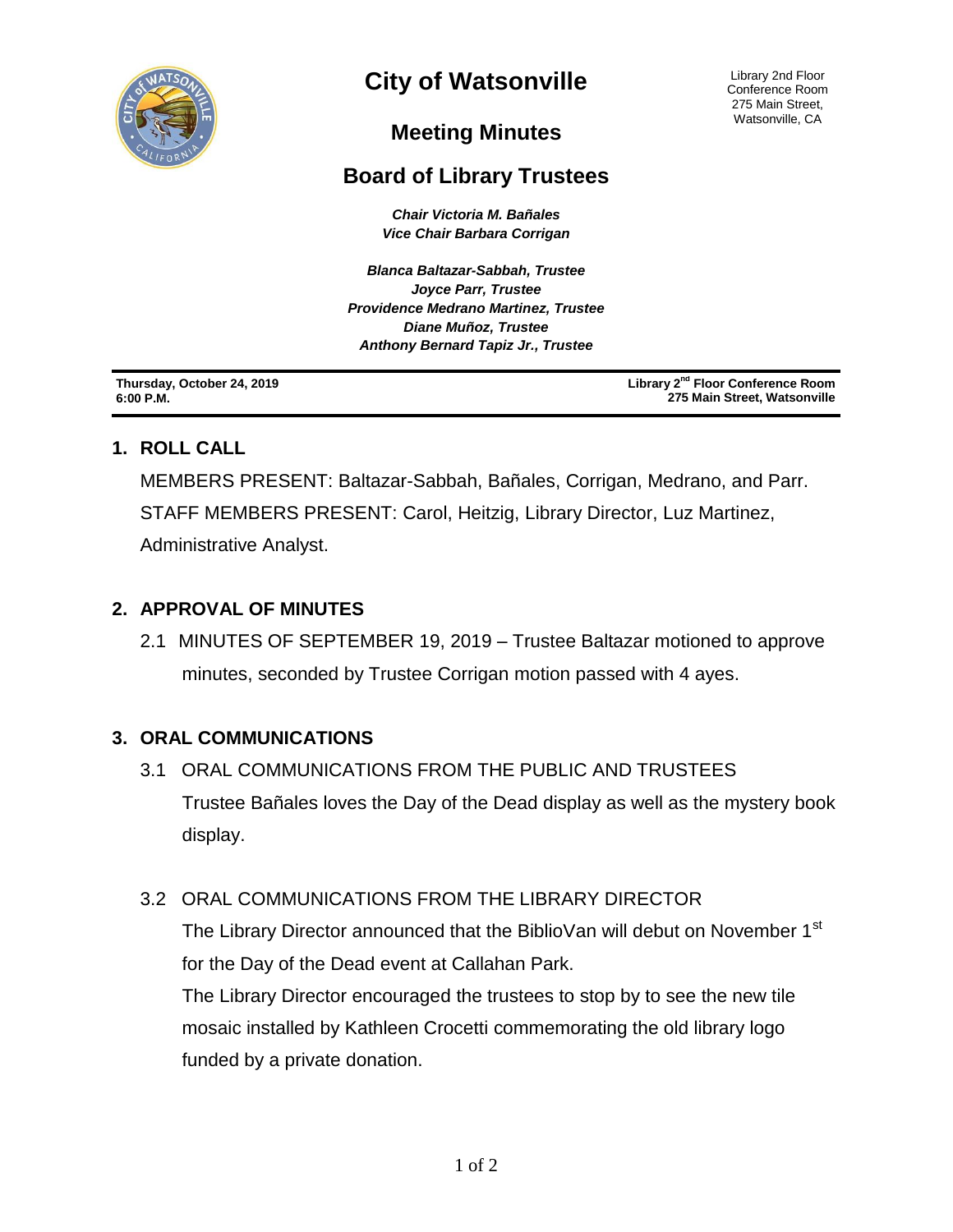# City of Watsonville

Library 2nd Floor
Conference Room
275 Main Street,
Watsonville, CA

## Meeting Minutes

## Board of Library Trustees

***Chair Victoria M. Bañales***
***Vice Chair Barbara Corrigan***

***Blanca Baltazar-Sabbah, Trustee***
***Joyce Parr, Trustee***
***Providence Medrano Martinez, Trustee***
***Diane Muñoz, Trustee***
***Anthony Bernard Tapiz Jr., Trustee***

**Thursday, October 24, 2019**
**6:00 P.M.**

**Library 2nd Floor Conference Room**
**275 Main Street, Watsonville**

### 1. ROLL CALL

MEMBERS PRESENT: Baltazar-Sabbah, Bañales, Corrigan, Medrano, and Parr.
STAFF MEMBERS PRESENT: Carol, Heitzig, Library Director, Luz Martinez, Administrative Analyst.

### 2. APPROVAL OF MINUTES

2.1 MINUTES OF SEPTEMBER 19, 2019 – Trustee Baltazar motioned to approve minutes, seconded by Trustee Corrigan motion passed with 4 ayes.

### 3. ORAL COMMUNICATIONS

3.1 ORAL COMMUNICATIONS FROM THE PUBLIC AND TRUSTEES
Trustee Bañales loves the Day of the Dead display as well as the mystery book display.

3.2 ORAL COMMUNICATIONS FROM THE LIBRARY DIRECTOR
The Library Director announced that the BiblioVan will debut on November 1st for the Day of the Dead event at Callahan Park.
The Library Director encouraged the trustees to stop by to see the new tile mosaic installed by Kathleen Crocetti commemorating the old library logo funded by a private donation.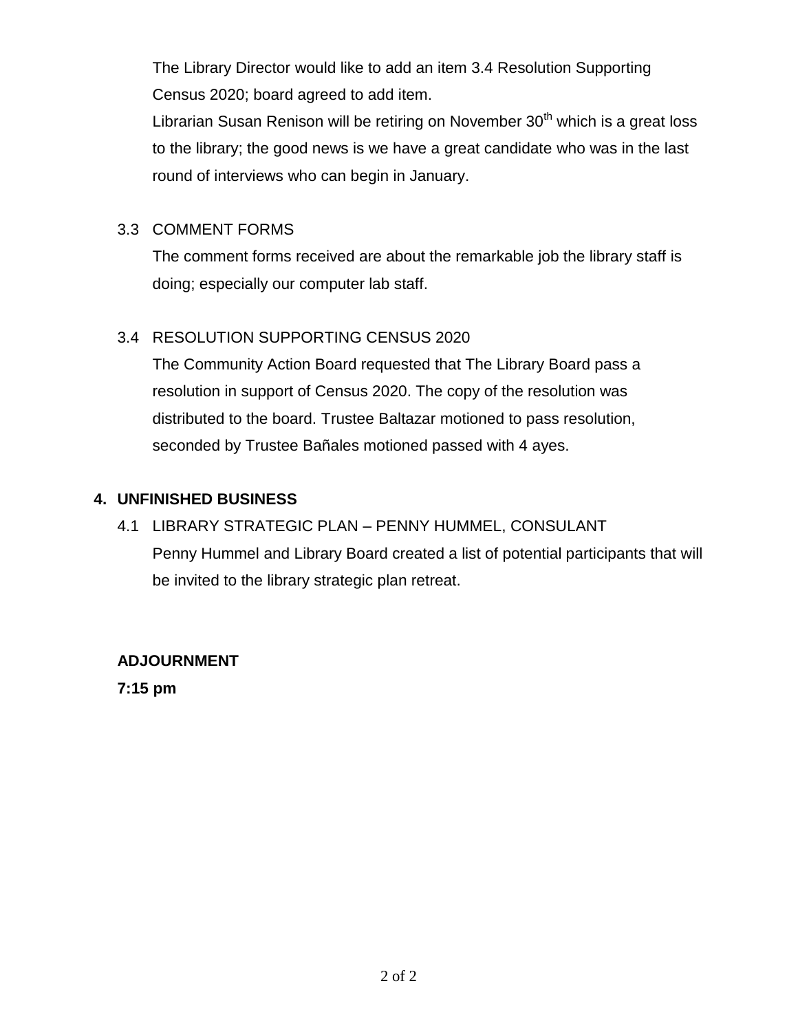The Library Director would like to add an item 3.4 Resolution Supporting Census 2020; board agreed to add item.

Librarian Susan Renison will be retiring on November 30th which is a great loss to the library; the good news is we have a great candidate who was in the last round of interviews who can begin in January.

3.3 COMMENT FORMS

The comment forms received are about the remarkable job the library staff is doing; especially our computer lab staff.

3.4 RESOLUTION SUPPORTING CENSUS 2020

The Community Action Board requested that The Library Board pass a resolution in support of Census 2020. The copy of the resolution was distributed to the board. Trustee Baltazar motioned to pass resolution, seconded by Trustee Bañales motioned passed with 4 ayes.

## 4. UNFINISHED BUSINESS

4.1 LIBRARY STRATEGIC PLAN – PENNY HUMMEL, CONSULANT

Penny Hummel and Library Board created a list of potential participants that will be invited to the library strategic plan retreat.

**ADJOURNMENT**

**7:15 pm**